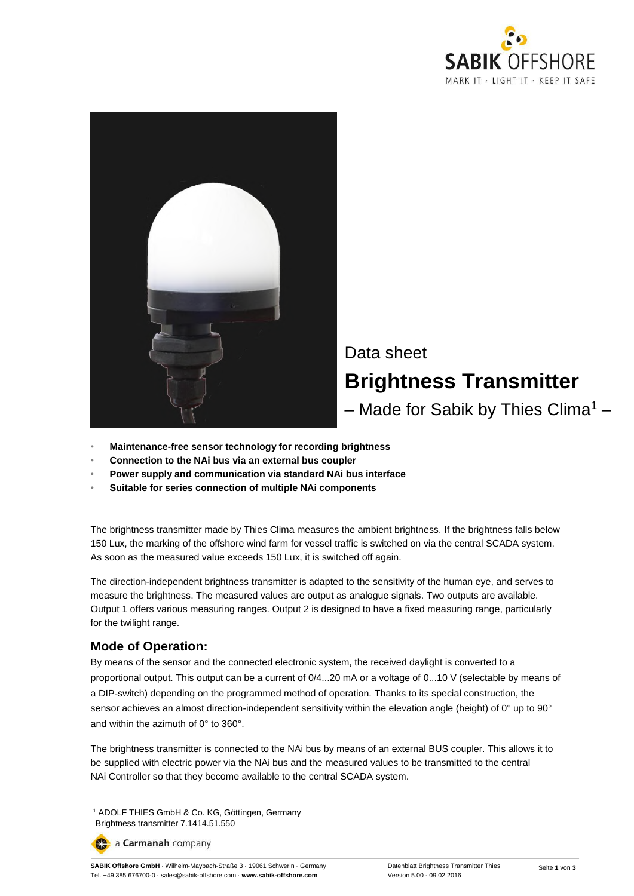Data sheet

# Brightness Transmitter

– Made for Sabik by Thies Clima[1] –

- **Maintenance-free sensor technology for recording brightness**
- **Connection to the NAi bus via an external bus coupler**
- **Power supply and communication via standard NAi bus interface**
- **Suitable for series connection of multiple NAi components**

The brightness transmitter made by Thies Clima measures the ambient brightness. If the brightness falls below 150 Lux, the marking of the offshore wind farm for vessel traffic is switched on via the central SCADA system. As soon as the measured value exceeds 150 Lux, it is switched off again.

The direction-independent brightness transmitter is adapted to the sensitivity of the human eye, and serves to measure the brightness. The measured values are output as analogue signals. Two outputs are available. Output 1 offers various measuring ranges. Output 2 is designed to have a fixed measuring range, particularly for the twilight range.

## Mode of Operation:

By means of the sensor and the connected electronic system, the received daylight is converted to a proportional output. This output can be a current of 0/4...20 mA or a voltage of 0...10 V (selectable by means of a DIP-switch) depending on the programmed method of operation. Thanks to its special construction, the sensor achieves an almost direction-independent sensitivity within the elevation angle (height) of 0° up to 90° and within the azimuth of 0° to 360°.

The brightness transmitter is connected to the NAi bus by means of an external BUS coupler. This allows it to be supplied with electric power via the NAi bus and the measured values to be transmitted to the central NAi Controller so that they become available to the central SCADA system.

[1] ADOLF THIES GmbH & Co. KG, Göttingen, Germany
Brightness transmitter 7.1414.51.550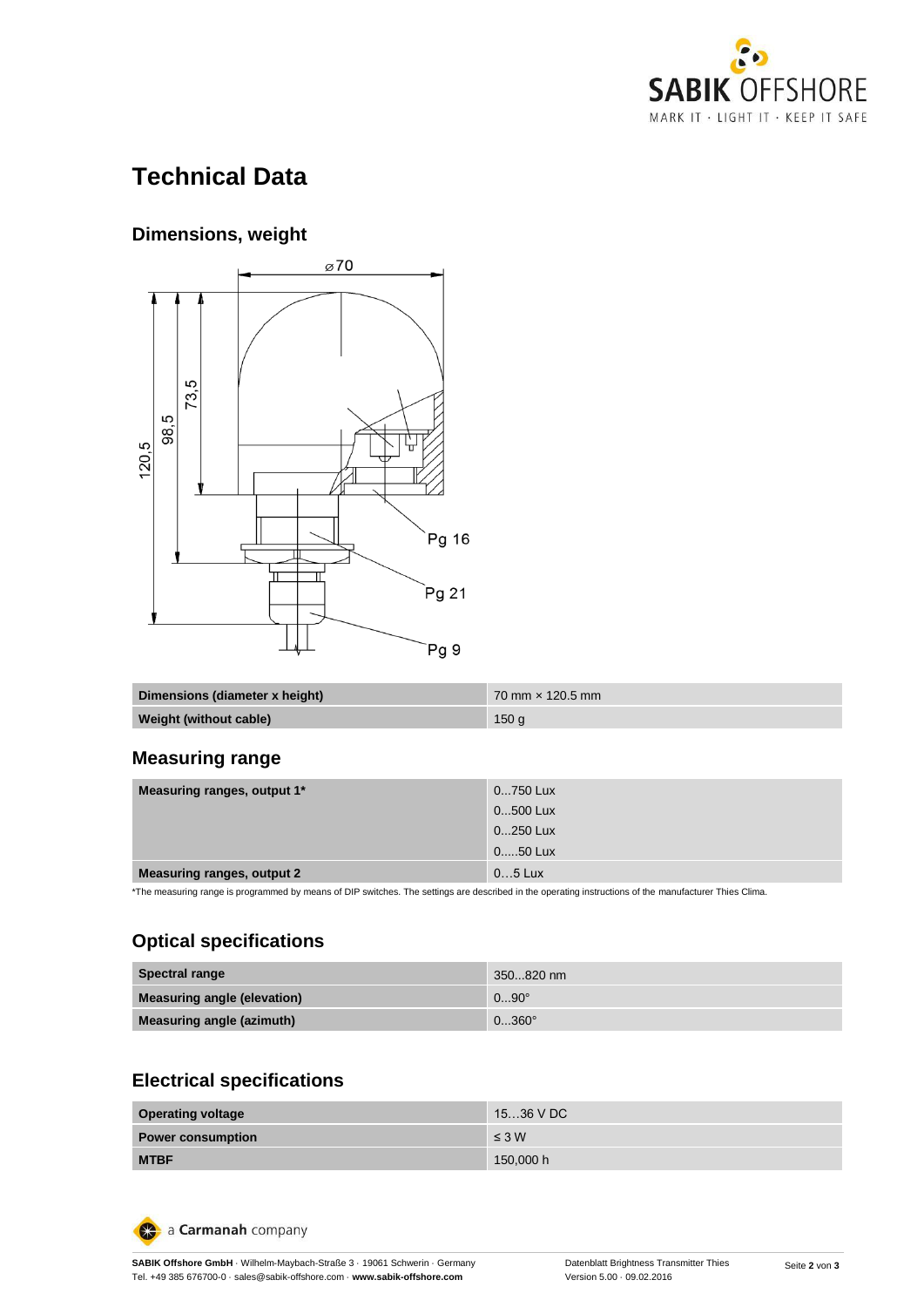# Technical Data

## Dimensions, weight

| Dimensions (diameter x height) | 70 mm × 120.5 mm |
|---|---|
| Weight (without cable) | 150 g |

## Measuring range

| Measuring ranges, output 1* | 0...750 Lux |
|---|---|
| | 0...500 Lux |
| | 0...250 Lux |
| | 0.....50 Lux |
| Measuring ranges, output 2 | 0…5 Lux |

*The measuring range is programmed by means of DIP switches. The settings are described in the operating instructions of the manufacturer Thies Clima.

## Optical specifications

| Spectral range | 350...820 nm |
|---|---|
| Measuring angle (elevation) | 0...90° |
| Measuring angle (azimuth) | 0...360° |

## Electrical specifications

| Operating voltage | 15…36 V DC |
|---|---|
| Power consumption | ≤ 3 W |
| MTBF | 150,000 h |

a Carmanah company

**SABIK Offshore GmbH** · Wilhelm-Maybach-Straße 3 · 19061 Schwerin · Germany
Tel. +49 385 676700-0 · sales@sabik-offshore.com · **www.sabik-offshore.com**

Datenblatt Brightness Transmitter Thies
Version 5.00 · 09.02.2016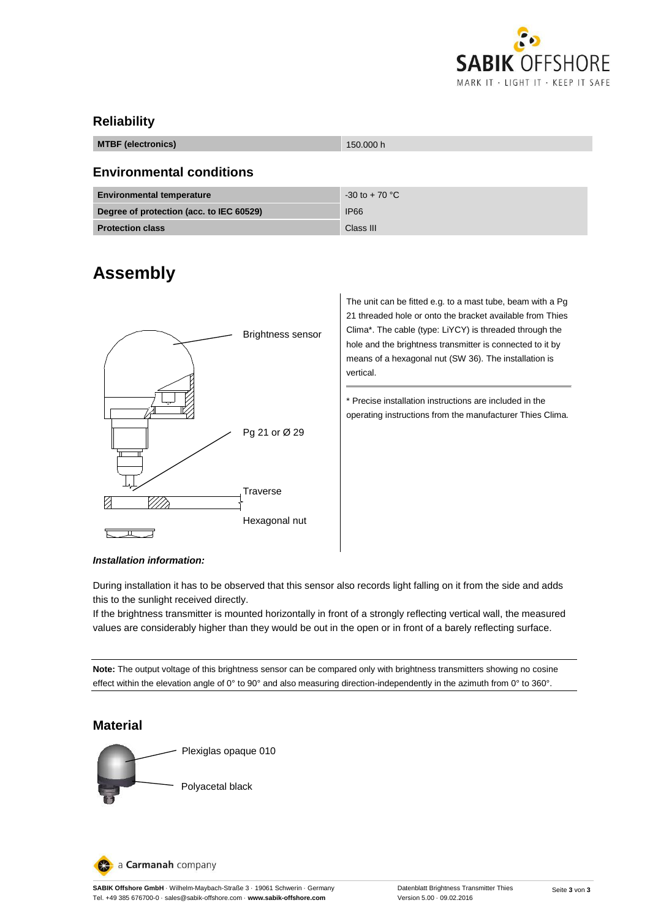## Reliability

| | |
|---|---|
| **MTBF (electronics)** | 150.000 h |

## Environmental conditions

| | |
|---|---|
| **Environmental temperature** | -30 to + 70 °C |
| **Degree of protection (acc. to IEC 60529)** | IP66 |
| **Protection class** | Class III |

# Assembly

Brightness sensor

Pg 21 or Ø 29

Traverse

Hexagonal nut

The unit can be fitted e.g. to a mast tube, beam with a Pg 21 threaded hole or onto the bracket available from Thies Clima*. The cable (type: LiYCY) is threaded through the hole and the brightness transmitter is connected to it by means of a hexagonal nut (SW 36). The installation is vertical.

\* Precise installation instructions are included in the operating instructions from the manufacturer Thies Clima.

***Installation information:***

During installation it has to be observed that this sensor also records light falling on it from the side and adds this to the sunlight received directly.

If the brightness transmitter is mounted horizontally in front of a strongly reflecting vertical wall, the measured values are considerably higher than they would be out in the open or in front of a barely reflecting surface.

**Note:** The output voltage of this brightness sensor can be compared only with brightness transmitters showing no cosine effect within the elevation angle of 0° to 90° and also measuring direction-independently in the azimuth from 0° to 360°.

## Material

Plexiglas opaque 010

Polyacetal black